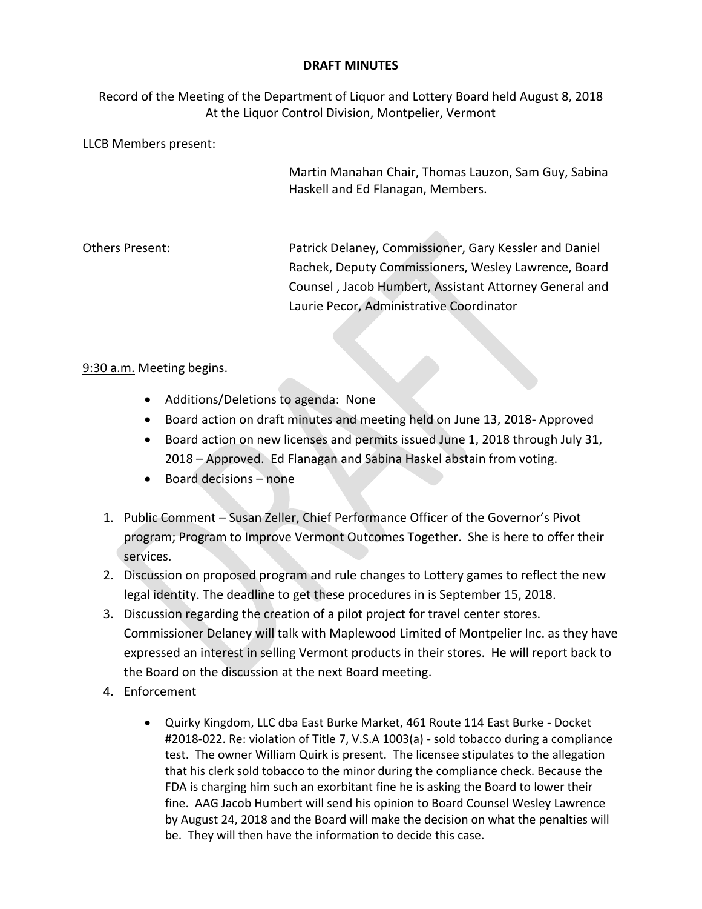**DRAFT MINUTES**

Record of the Meeting of the Department of Liquor and Lottery Board held August 8, 2018
At the Liquor Control Division, Montpelier, Vermont

LLCB Members present:

Martin Manahan Chair, Thomas Lauzon, Sam Guy, Sabina Haskell and Ed Flanagan, Members.

Others Present: Patrick Delaney, Commissioner, Gary Kessler and Daniel Rachek, Deputy Commissioners, Wesley Lawrence, Board Counsel , Jacob Humbert, Assistant Attorney General and Laurie Pecor, Administrative Coordinator

9:30 a.m. Meeting begins.

- Additions/Deletions to agenda: None
- Board action on draft minutes and meeting held on June 13, 2018- Approved
- Board action on new licenses and permits issued June 1, 2018 through July 31, 2018 – Approved. Ed Flanagan and Sabina Haskel abstain from voting.
- Board decisions – none

1. Public Comment – Susan Zeller, Chief Performance Officer of the Governor's Pivot program; Program to Improve Vermont Outcomes Together. She is here to offer their services.
2. Discussion on proposed program and rule changes to Lottery games to reflect the new legal identity. The deadline to get these procedures in is September 15, 2018.
3. Discussion regarding the creation of a pilot project for travel center stores. Commissioner Delaney will talk with Maplewood Limited of Montpelier Inc. as they have expressed an interest in selling Vermont products in their stores. He will report back to the Board on the discussion at the next Board meeting.
4. Enforcement

   - Quirky Kingdom, LLC dba East Burke Market, 461 Route 114 East Burke - Docket #2018-022. Re: violation of Title 7, V.S.A 1003(a) - sold tobacco during a compliance test. The owner William Quirk is present. The licensee stipulates to the allegation that his clerk sold tobacco to the minor during the compliance check. Because the FDA is charging him such an exorbitant fine he is asking the Board to lower their fine. AAG Jacob Humbert will send his opinion to Board Counsel Wesley Lawrence by August 24, 2018 and the Board will make the decision on what the penalties will be. They will then have the information to decide this case.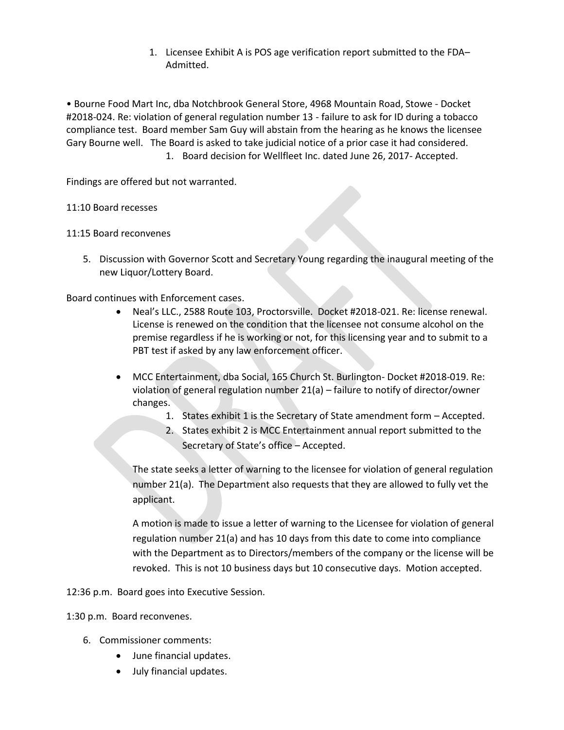1. Licensee Exhibit A is POS age verification report submitted to the FDA– Admitted.

• Bourne Food Mart Inc, dba Notchbrook General Store, 4968 Mountain Road, Stowe - Docket #2018-024. Re: violation of general regulation number 13 - failure to ask for ID during a tobacco compliance test. Board member Sam Guy will abstain from the hearing as he knows the licensee Gary Bourne well. The Board is asked to take judicial notice of a prior case it had considered.

1. Board decision for Wellfleet Inc. dated June 26, 2017- Accepted.

Findings are offered but not warranted.

11:10 Board recesses

11:15 Board reconvenes

5. Discussion with Governor Scott and Secretary Young regarding the inaugural meeting of the new Liquor/Lottery Board.

Board continues with Enforcement cases.

- Neal's LLC., 2588 Route 103, Proctorsville. Docket #2018-021. Re: license renewal. License is renewed on the condition that the licensee not consume alcohol on the premise regardless if he is working or not, for this licensing year and to submit to a PBT test if asked by any law enforcement officer.

- MCC Entertainment, dba Social, 165 Church St. Burlington- Docket #2018-019. Re: violation of general regulation number 21(a) – failure to notify of director/owner changes.
    1. States exhibit 1 is the Secretary of State amendment form – Accepted.
    2. States exhibit 2 is MCC Entertainment annual report submitted to the Secretary of State's office – Accepted.

  The state seeks a letter of warning to the licensee for violation of general regulation number 21(a). The Department also requests that they are allowed to fully vet the applicant.

  A motion is made to issue a letter of warning to the Licensee for violation of general regulation number 21(a) and has 10 days from this date to come into compliance with the Department as to Directors/members of the company or the license will be revoked. This is not 10 business days but 10 consecutive days. Motion accepted.

12:36 p.m. Board goes into Executive Session.

1:30 p.m. Board reconvenes.

6. Commissioner comments:
    - June financial updates.
    - July financial updates.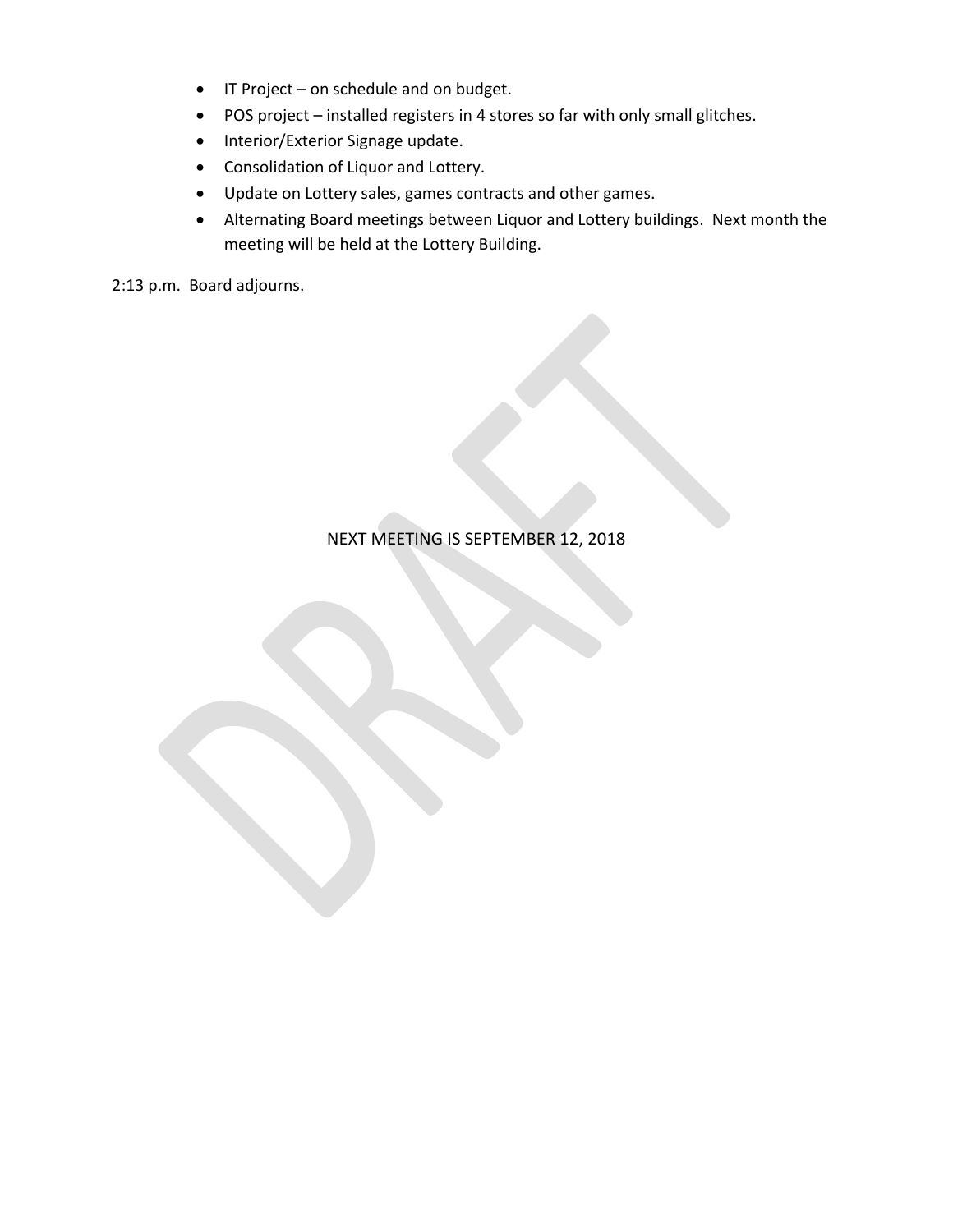- IT Project – on schedule and on budget.
- POS project – installed registers in 4 stores so far with only small glitches.
- Interior/Exterior Signage update.
- Consolidation of Liquor and Lottery.
- Update on Lottery sales, games contracts and other games.
- Alternating Board meetings between Liquor and Lottery buildings. Next month the meeting will be held at the Lottery Building.

2:13 p.m. Board adjourns.

DRAFT

NEXT MEETING IS SEPTEMBER 12, 2018